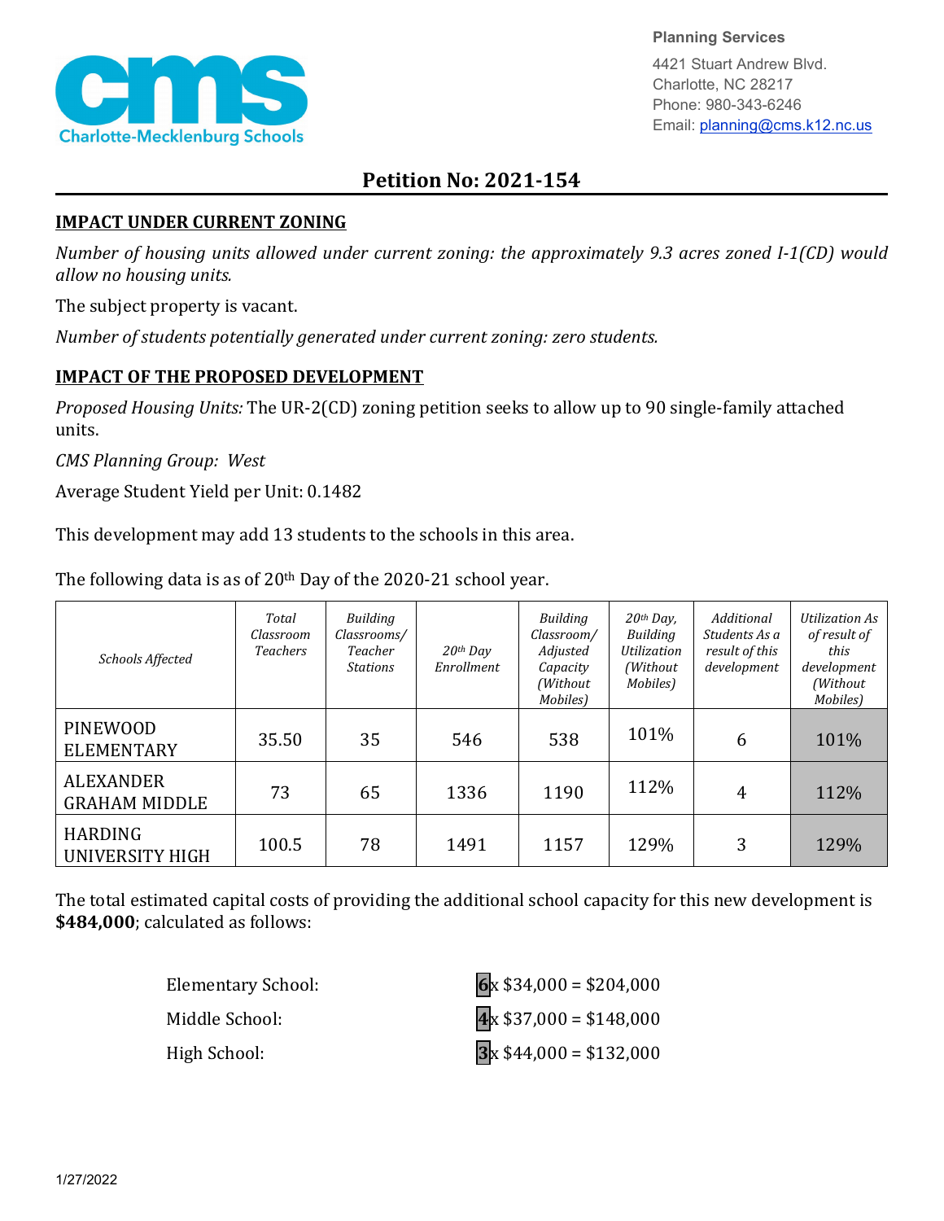Planning Services

4421 Stuart Andrew Blvd.
Charlotte, NC 28217
Phone: 980-343-6246
Email: planning@cms.k12.nc.us

# Petition No: 2021-154

## IMPACT UNDER CURRENT ZONING

*Number of housing units allowed under current zoning: the approximately 9.3 acres zoned I-1(CD) would allow no housing units.*

The subject property is vacant.

*Number of students potentially generated under current zoning: zero students.*

## IMPACT OF THE PROPOSED DEVELOPMENT

*Proposed Housing Units:* The UR-2(CD) zoning petition seeks to allow up to 90 single-family attached units.

*CMS Planning Group: West*

Average Student Yield per Unit: 0.1482

This development may add 13 students to the schools in this area.

The following data is as of 20th Day of the 2020-21 school year.

| *Schools Affected* | *Total Classroom Teachers* | *Building Classrooms/ Teacher Stations* | *20th Day Enrollment* | *Building Classroom/ Adjusted Capacity (Without Mobiles)* | *20th Day, Building Utilization (Without Mobiles)* | *Additional Students As a result of this development* | *Utilization As of result of this development (Without Mobiles)* |
|---|---|---|---|---|---|---|---|
| PINEWOOD ELEMENTARY | 35.50 | 35 | 546 | 538 | 101% | 6 | 101% |
| ALEXANDER GRAHAM MIDDLE | 73 | 65 | 1336 | 1190 | 112% | 4 | 112% |
| HARDING UNIVERSITY HIGH | 100.5 | 78 | 1491 | 1157 | 129% | 3 | 129% |

The total estimated capital costs of providing the additional school capacity for this new development is **$484,000**; calculated as follows:

Elementary School: **6** x $34,000 = $204,000

Middle School: **4** x $37,000 = $148,000

High School: **3** x $44,000 = $132,000

1/27/2022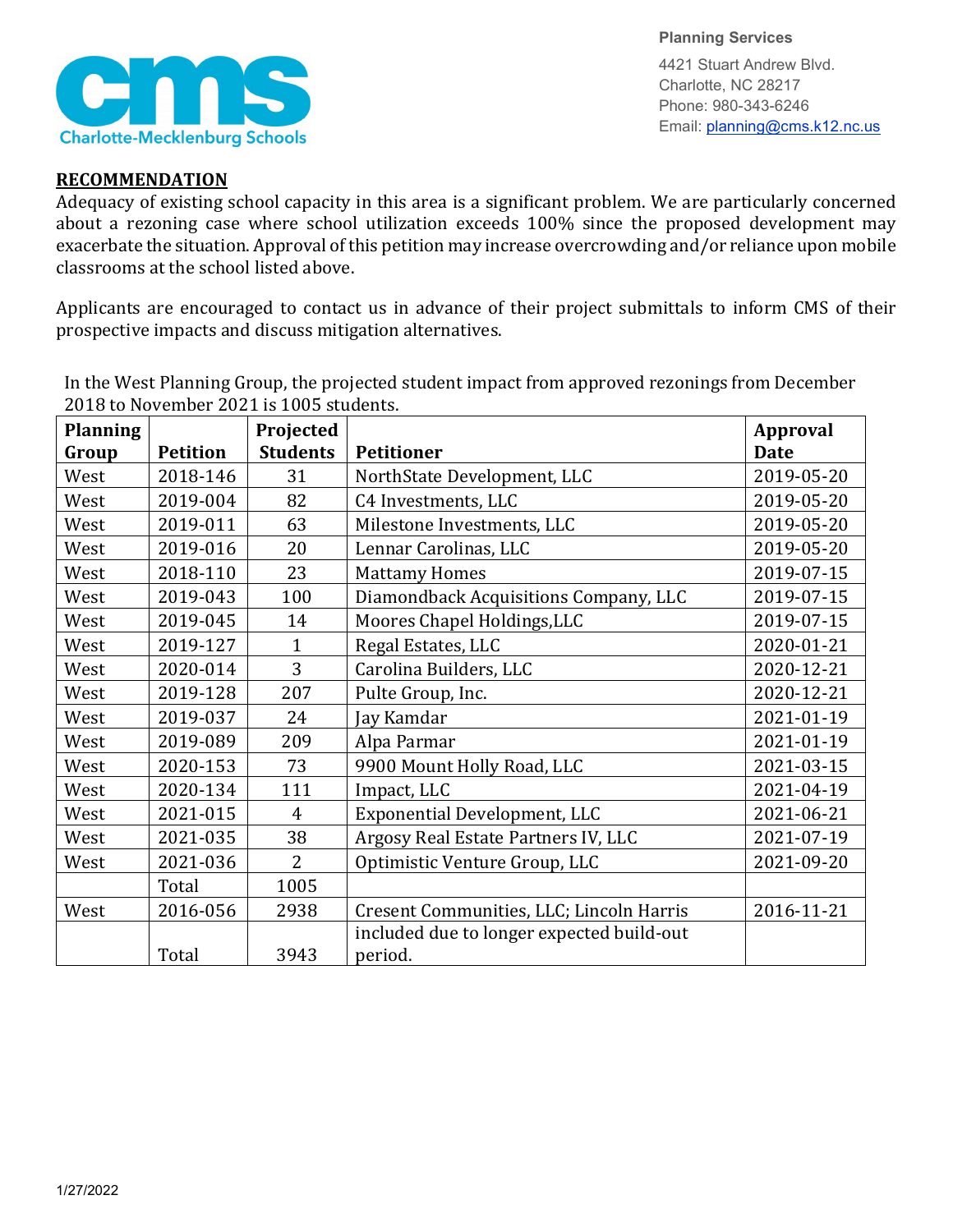Charlotte-Mecklenburg Schools

Planning Services
4421 Stuart Andrew Blvd.
Charlotte, NC 28217
Phone: 980-343-6246
Email: planning@cms.k12.nc.us

## RECOMMENDATION

Adequacy of existing school capacity in this area is a significant problem. We are particularly concerned about a rezoning case where school utilization exceeds 100% since the proposed development may exacerbate the situation. Approval of this petition may increase overcrowding and/or reliance upon mobile classrooms at the school listed above.

Applicants are encouraged to contact us in advance of their project submittals to inform CMS of their prospective impacts and discuss mitigation alternatives.

In the West Planning Group, the projected student impact from approved rezonings from December 2018 to November 2021 is 1005 students.

| Planning Group | Petition | Projected Students | Petitioner | Approval Date |
|---|---|---|---|---|
| West | 2018-146 | 31 | NorthState Development, LLC | 2019-05-20 |
| West | 2019-004 | 82 | C4 Investments, LLC | 2019-05-20 |
| West | 2019-011 | 63 | Milestone Investments, LLC | 2019-05-20 |
| West | 2019-016 | 20 | Lennar Carolinas, LLC | 2019-05-20 |
| West | 2018-110 | 23 | Mattamy Homes | 2019-07-15 |
| West | 2019-043 | 100 | Diamondback Acquisitions Company, LLC | 2019-07-15 |
| West | 2019-045 | 14 | Moores Chapel Holdings,LLC | 2019-07-15 |
| West | 2019-127 | 1 | Regal Estates, LLC | 2020-01-21 |
| West | 2020-014 | 3 | Carolina Builders, LLC | 2020-12-21 |
| West | 2019-128 | 207 | Pulte Group, Inc. | 2020-12-21 |
| West | 2019-037 | 24 | Jay Kamdar | 2021-01-19 |
| West | 2019-089 | 209 | Alpa Parmar | 2021-01-19 |
| West | 2020-153 | 73 | 9900 Mount Holly Road, LLC | 2021-03-15 |
| West | 2020-134 | 111 | Impact, LLC | 2021-04-19 |
| West | 2021-015 | 4 | Exponential Development, LLC | 2021-06-21 |
| West | 2021-035 | 38 | Argosy Real Estate Partners IV, LLC | 2021-07-19 |
| West | 2021-036 | 2 | Optimistic Venture Group, LLC | 2021-09-20 |
| | Total | 1005 | | |
| West | 2016-056 | 2938 | Cresent Communities, LLC; Lincoln Harris | 2016-11-21 |
| | Total | 3943 | included due to longer expected build-out period. | |

1/27/2022